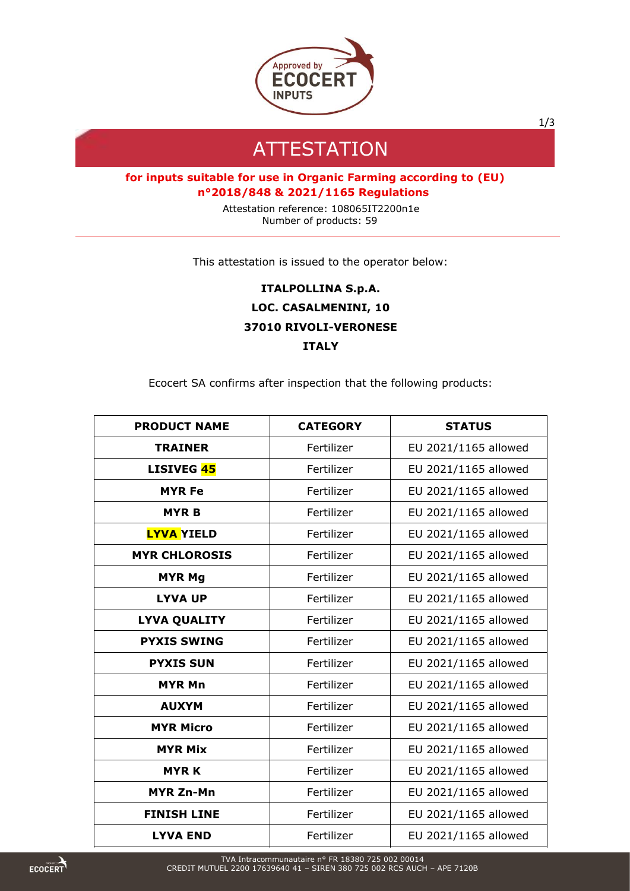# ATTESTATION

**for inputs suitable for use in Organic Farming according to (EU) n°2018/848 & 2021/1165 Regulations**

Attestation reference: 108065IT2200n1e
Number of products: 59

This attestation is issued to the operator below:

**ITALPOLLINA S.p.A.**
**LOC. CASALMENINI, 10**
**37010 RIVOLI-VERONESE**
**ITALY**

Ecocert SA confirms after inspection that the following products:

| PRODUCT NAME | CATEGORY | STATUS |
|---|---|---|
| **TRAINER** | Fertilizer | EU 2021/1165 allowed |
| **LISIVEG 45** | Fertilizer | EU 2021/1165 allowed |
| **MYR Fe** | Fertilizer | EU 2021/1165 allowed |
| **MYR B** | Fertilizer | EU 2021/1165 allowed |
| **LYVA YIELD** | Fertilizer | EU 2021/1165 allowed |
| **MYR CHLOROSIS** | Fertilizer | EU 2021/1165 allowed |
| **MYR Mg** | Fertilizer | EU 2021/1165 allowed |
| **LYVA UP** | Fertilizer | EU 2021/1165 allowed |
| **LYVA QUALITY** | Fertilizer | EU 2021/1165 allowed |
| **PYXIS SWING** | Fertilizer | EU 2021/1165 allowed |
| **PYXIS SUN** | Fertilizer | EU 2021/1165 allowed |
| **MYR Mn** | Fertilizer | EU 2021/1165 allowed |
| **AUXYM** | Fertilizer | EU 2021/1165 allowed |
| **MYR Micro** | Fertilizer | EU 2021/1165 allowed |
| **MYR Mix** | Fertilizer | EU 2021/1165 allowed |
| **MYR K** | Fertilizer | EU 2021/1165 allowed |
| **MYR Zn-Mn** | Fertilizer | EU 2021/1165 allowed |
| **FINISH LINE** | Fertilizer | EU 2021/1165 allowed |
| **LYVA END** | Fertilizer | EU 2021/1165 allowed |

TVA Intracommunautaire n° FR 18380 725 002 00014
CREDIT MUTUEL 2200 17639640 41 – SIREN 380 725 002 RCS AUCH – APE 7120B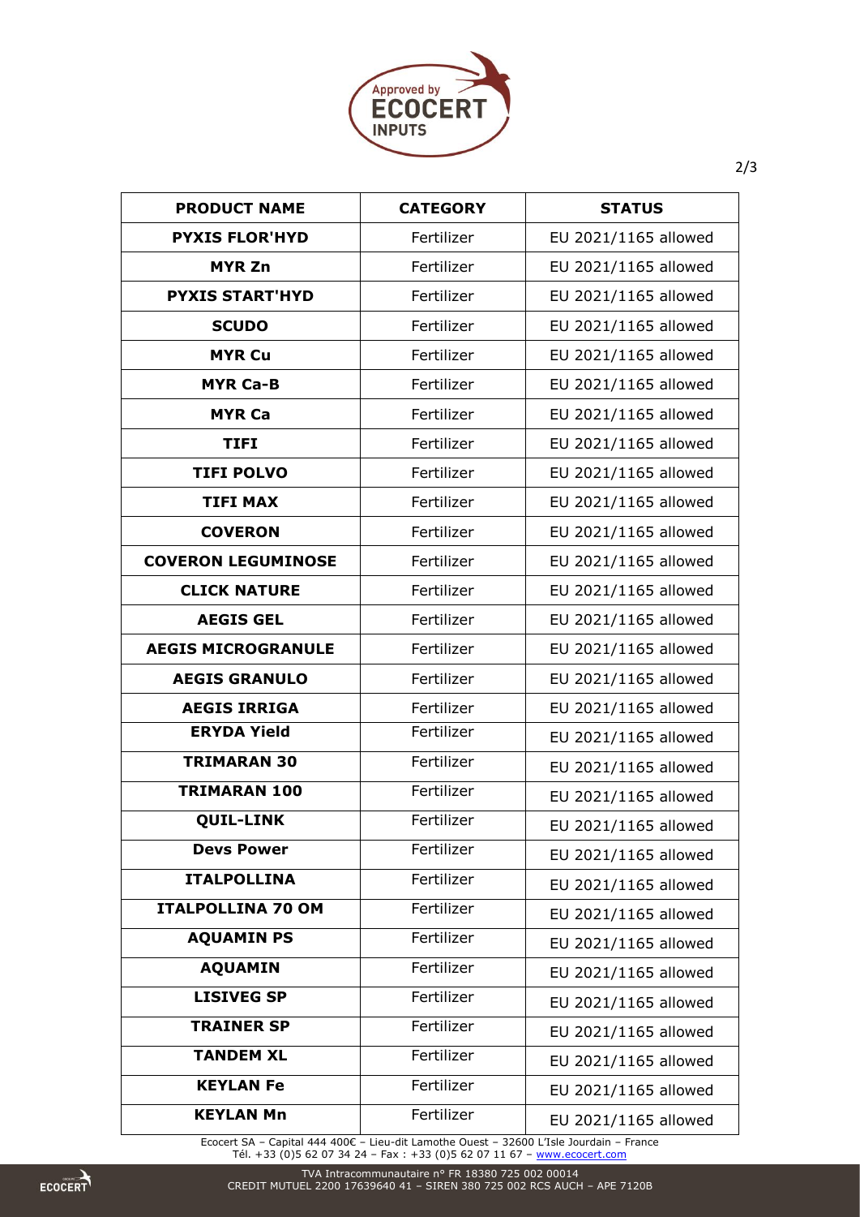| PRODUCT NAME | CATEGORY | STATUS |
| --- | --- | --- |
| **PYXIS FLOR'HYD** | Fertilizer | EU 2021/1165 allowed |
| **MYR Zn** | Fertilizer | EU 2021/1165 allowed |
| **PYXIS START'HYD** | Fertilizer | EU 2021/1165 allowed |
| **SCUDO** | Fertilizer | EU 2021/1165 allowed |
| **MYR Cu** | Fertilizer | EU 2021/1165 allowed |
| **MYR Ca-B** | Fertilizer | EU 2021/1165 allowed |
| **MYR Ca** | Fertilizer | EU 2021/1165 allowed |
| **TIFI** | Fertilizer | EU 2021/1165 allowed |
| **TIFI POLVO** | Fertilizer | EU 2021/1165 allowed |
| **TIFI MAX** | Fertilizer | EU 2021/1165 allowed |
| **COVERON** | Fertilizer | EU 2021/1165 allowed |
| **COVERON LEGUMINOSE** | Fertilizer | EU 2021/1165 allowed |
| **CLICK NATURE** | Fertilizer | EU 2021/1165 allowed |
| **AEGIS GEL** | Fertilizer | EU 2021/1165 allowed |
| **AEGIS MICROGRANULE** | Fertilizer | EU 2021/1165 allowed |
| **AEGIS GRANULO** | Fertilizer | EU 2021/1165 allowed |
| **AEGIS IRRIGA** | Fertilizer | EU 2021/1165 allowed |
| **ERYDA Yield** | Fertilizer | EU 2021/1165 allowed |
| **TRIMARAN 30** | Fertilizer | EU 2021/1165 allowed |
| **TRIMARAN 100** | Fertilizer | EU 2021/1165 allowed |
| **QUIL-LINK** | Fertilizer | EU 2021/1165 allowed |
| **Devs Power** | Fertilizer | EU 2021/1165 allowed |
| **ITALPOLLINA** | Fertilizer | EU 2021/1165 allowed |
| **ITALPOLLINA 70 OM** | Fertilizer | EU 2021/1165 allowed |
| **AQUAMIN PS** | Fertilizer | EU 2021/1165 allowed |
| **AQUAMIN** | Fertilizer | EU 2021/1165 allowed |
| **LISIVEG SP** | Fertilizer | EU 2021/1165 allowed |
| **TRAINER SP** | Fertilizer | EU 2021/1165 allowed |
| **TANDEM XL** | Fertilizer | EU 2021/1165 allowed |
| **KEYLAN Fe** | Fertilizer | EU 2021/1165 allowed |
| **KEYLAN Mn** | Fertilizer | EU 2021/1165 allowed |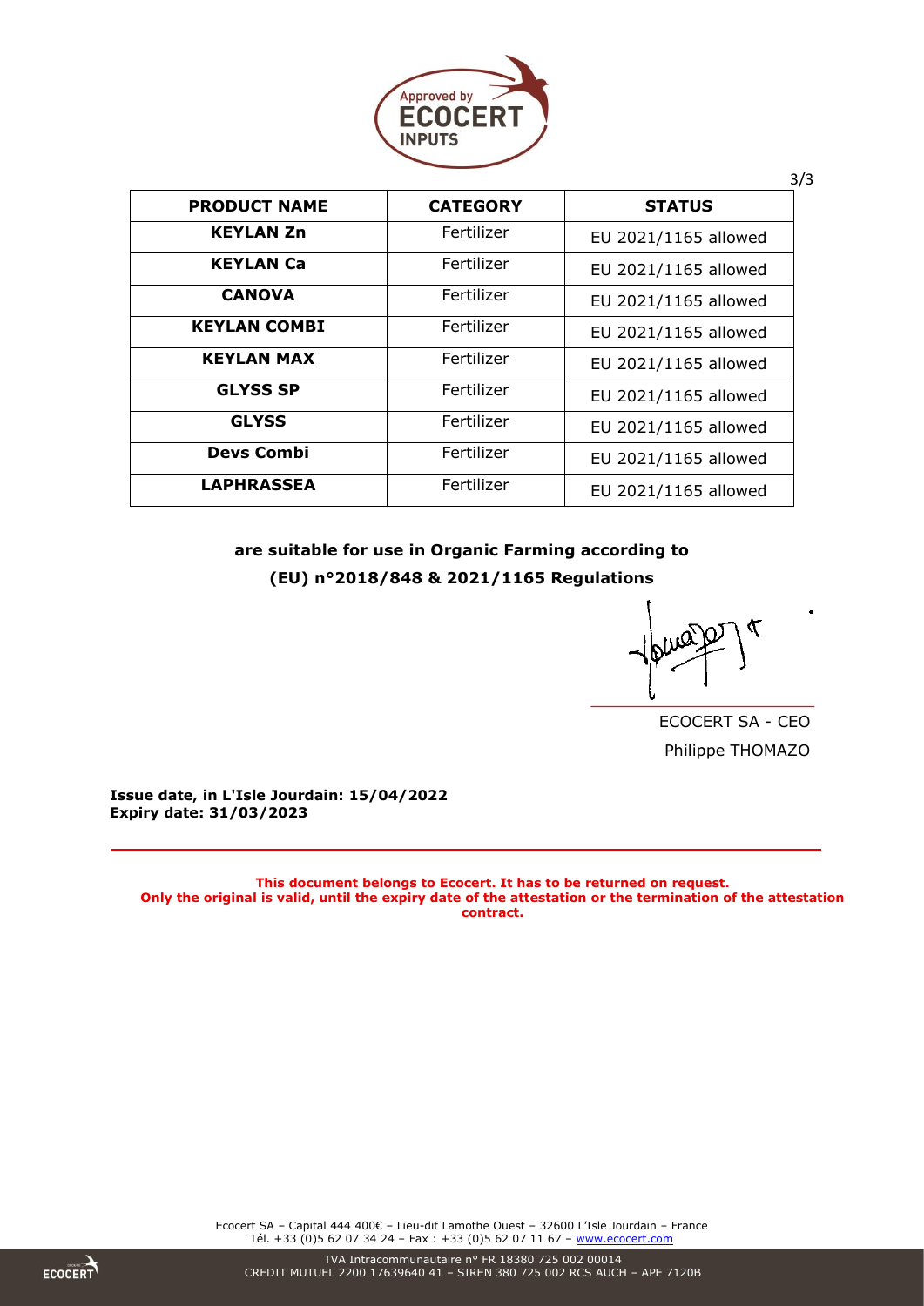| PRODUCT NAME | CATEGORY | STATUS |
|---|---|---|
| **KEYLAN Zn** | Fertilizer | EU 2021/1165 allowed |
| **KEYLAN Ca** | Fertilizer | EU 2021/1165 allowed |
| **CANOVA** | Fertilizer | EU 2021/1165 allowed |
| **KEYLAN COMBI** | Fertilizer | EU 2021/1165 allowed |
| **KEYLAN MAX** | Fertilizer | EU 2021/1165 allowed |
| **GLYSS SP** | Fertilizer | EU 2021/1165 allowed |
| **GLYSS** | Fertilizer | EU 2021/1165 allowed |
| **Devs Combi** | Fertilizer | EU 2021/1165 allowed |
| **LAPHRASSEA** | Fertilizer | EU 2021/1165 allowed |

**are suitable for use in Organic Farming according to (EU) n°2018/848 & 2021/1165 Regulations**

ECOCERT SA - CEO
Philippe THOMAZO

**Issue date, in L'Isle Jourdain: 15/04/2022**
**Expiry date: 31/03/2023**

---

**This document belongs to Ecocert. It has to be returned on request.**
**Only the original is valid, until the expiry date of the attestation or the termination of the attestation contract.**

Ecocert SA – Capital 444 400€ – Lieu-dit Lamothe Ouest – 32600 L'Isle Jourdain – France
Tél. +33 (0)5 62 07 34 24 – Fax : +33 (0)5 62 07 11 67 – www.ecocert.com

TVA Intracommunautaire n° FR 18380 725 002 00014
CREDIT MUTUEL 2200 17639640 41 – SIREN 380 725 002 RCS AUCH – APE 7120B